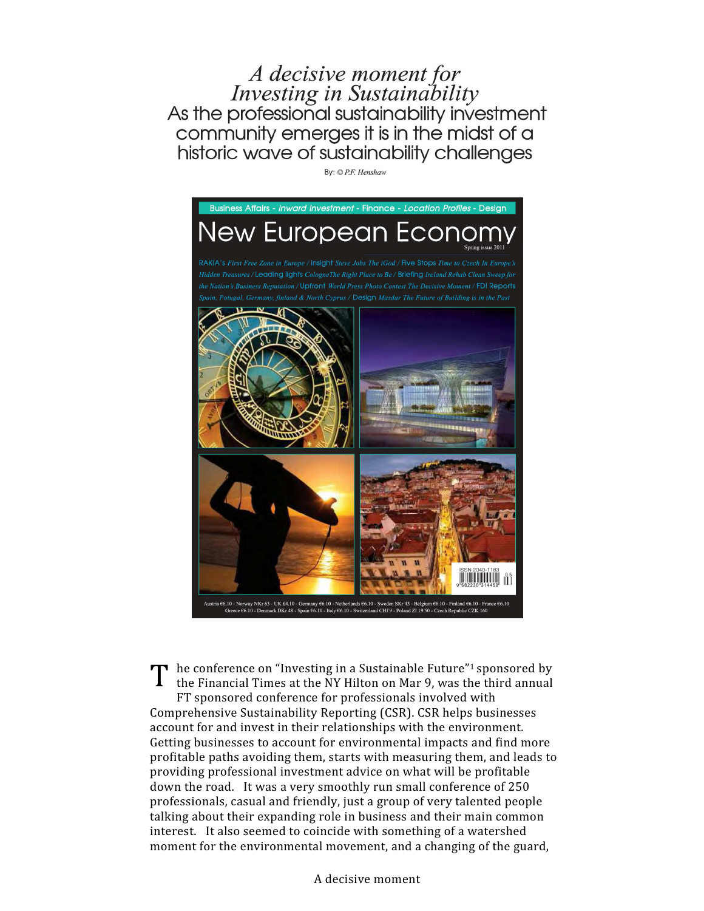# *A decisive moment for Investing in Sustainability*

## As the professional sustainability investment community emerges it is in the midst of a historic wave of sustainability challenges

By: © *P.F. Henshaw*

The conference on "Investing in a Sustainable Future"[1] sponsored by the Financial Times at the NY Hilton on Mar 9, was the third annual FT sponsored conference for professionals involved with Comprehensive Sustainability Reporting (CSR). CSR helps businesses account for and invest in their relationships with the environment. Getting businesses to account for environmental impacts and find more profitable paths avoiding them, starts with measuring them, and leads to providing professional investment advice on what will be profitable down the road. It was a very smoothly run small conference of 250 professionals, casual and friendly, just a group of very talented people talking about their expanding role in business and their main common interest. It also seemed to coincide with something of a watershed moment for the environmental movement, and a changing of the guard,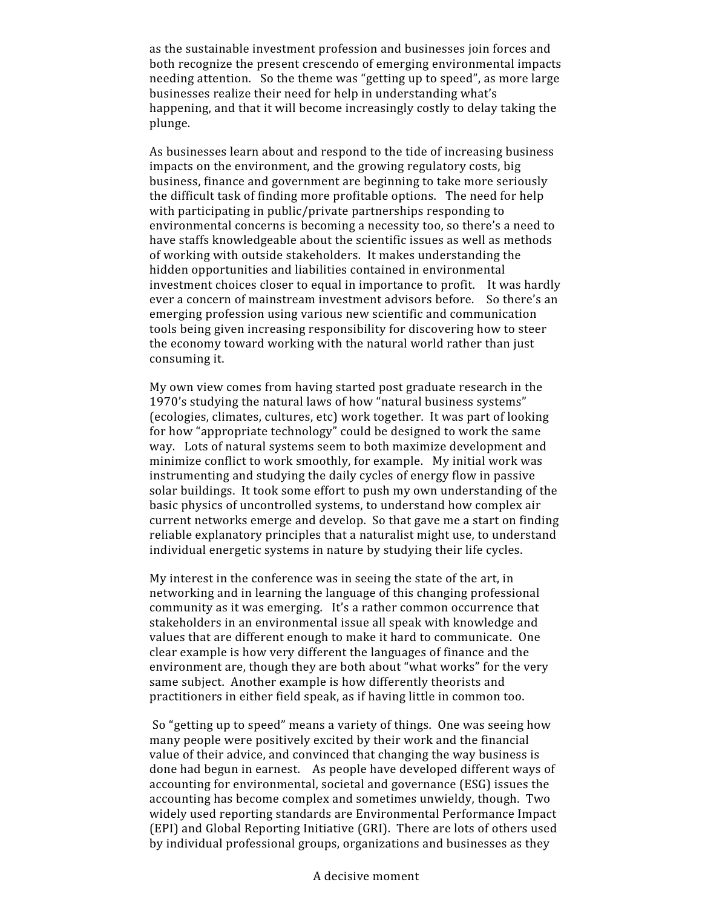as the sustainable investment profession and businesses join forces and both recognize the present crescendo of emerging environmental impacts needing attention. So the theme was "getting up to speed", as more large businesses realize their need for help in understanding what's happening, and that it will become increasingly costly to delay taking the plunge.

As businesses learn about and respond to the tide of increasing business impacts on the environment, and the growing regulatory costs, big business, finance and government are beginning to take more seriously the difficult task of finding more profitable options. The need for help with participating in public/private partnerships responding to environmental concerns is becoming a necessity too, so there's a need to have staffs knowledgeable about the scientific issues as well as methods of working with outside stakeholders. It makes understanding the hidden opportunities and liabilities contained in environmental investment choices closer to equal in importance to profit. It was hardly ever a concern of mainstream investment advisors before. So there's an emerging profession using various new scientific and communication tools being given increasing responsibility for discovering how to steer the economy toward working with the natural world rather than just consuming it.

My own view comes from having started post graduate research in the 1970's studying the natural laws of how "natural business systems" (ecologies, climates, cultures, etc) work together. It was part of looking for how "appropriate technology" could be designed to work the same way. Lots of natural systems seem to both maximize development and minimize conflict to work smoothly, for example. My initial work was instrumenting and studying the daily cycles of energy flow in passive solar buildings. It took some effort to push my own understanding of the basic physics of uncontrolled systems, to understand how complex air current networks emerge and develop. So that gave me a start on finding reliable explanatory principles that a naturalist might use, to understand individual energetic systems in nature by studying their life cycles.

My interest in the conference was in seeing the state of the art, in networking and in learning the language of this changing professional community as it was emerging. It's a rather common occurrence that stakeholders in an environmental issue all speak with knowledge and values that are different enough to make it hard to communicate. One clear example is how very different the languages of finance and the environment are, though they are both about "what works" for the very same subject. Another example is how differently theorists and practitioners in either field speak, as if having little in common too.

So "getting up to speed" means a variety of things. One was seeing how many people were positively excited by their work and the financial value of their advice, and convinced that changing the way business is done had begun in earnest. As people have developed different ways of accounting for environmental, societal and governance (ESG) issues the accounting has become complex and sometimes unwieldy, though. Two widely used reporting standards are Environmental Performance Impact (EPI) and Global Reporting Initiative (GRI). There are lots of others used by individual professional groups, organizations and businesses as they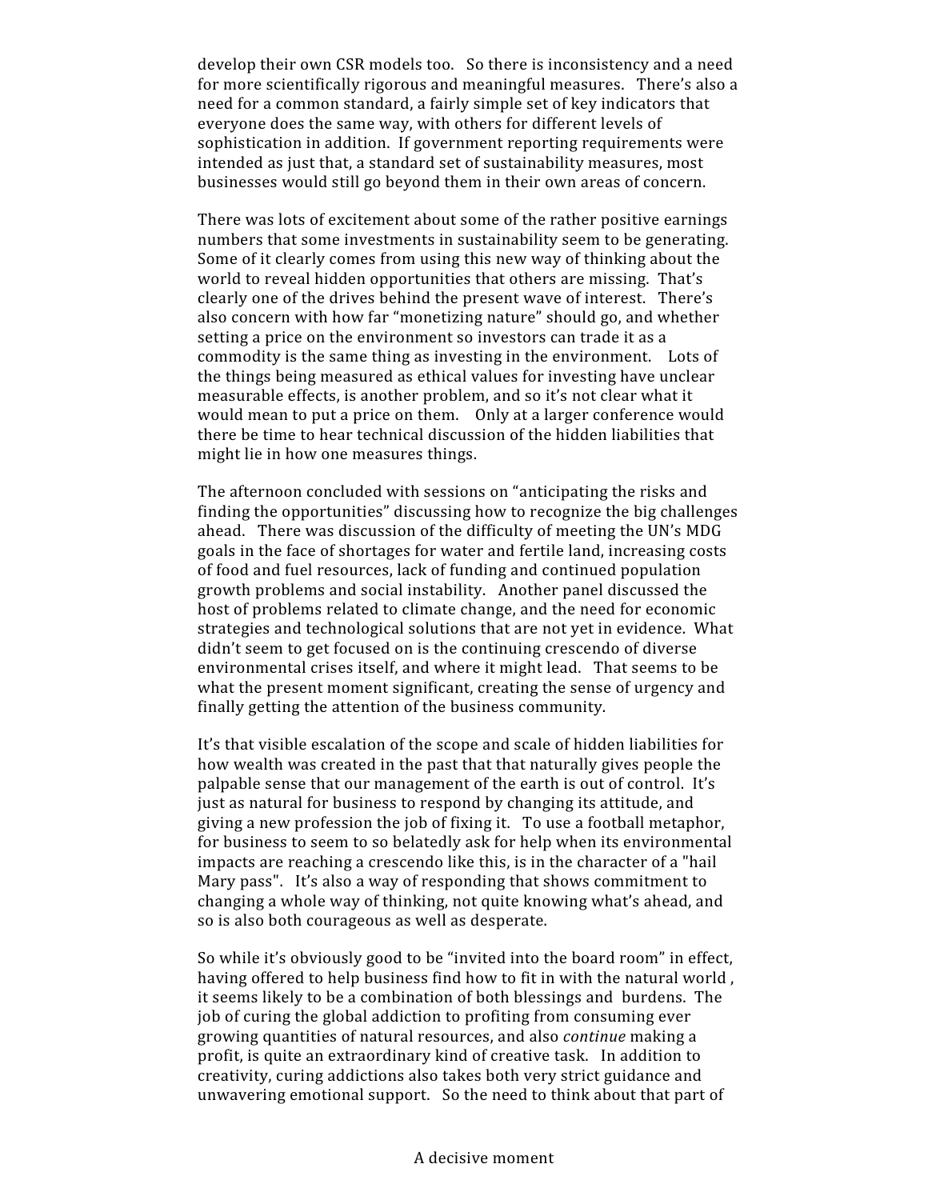develop their own CSR models too. So there is inconsistency and a need for more scientifically rigorous and meaningful measures. There's also a need for a common standard, a fairly simple set of key indicators that everyone does the same way, with others for different levels of sophistication in addition. If government reporting requirements were intended as just that, a standard set of sustainability measures, most businesses would still go beyond them in their own areas of concern.

There was lots of excitement about some of the rather positive earnings numbers that some investments in sustainability seem to be generating. Some of it clearly comes from using this new way of thinking about the world to reveal hidden opportunities that others are missing. That's clearly one of the drives behind the present wave of interest. There's also concern with how far "monetizing nature" should go, and whether setting a price on the environment so investors can trade it as a commodity is the same thing as investing in the environment. Lots of the things being measured as ethical values for investing have unclear measurable effects, is another problem, and so it's not clear what it would mean to put a price on them. Only at a larger conference would there be time to hear technical discussion of the hidden liabilities that might lie in how one measures things.

The afternoon concluded with sessions on "anticipating the risks and finding the opportunities" discussing how to recognize the big challenges ahead. There was discussion of the difficulty of meeting the UN's MDG goals in the face of shortages for water and fertile land, increasing costs of food and fuel resources, lack of funding and continued population growth problems and social instability. Another panel discussed the host of problems related to climate change, and the need for economic strategies and technological solutions that are not yet in evidence. What didn't seem to get focused on is the continuing crescendo of diverse environmental crises itself, and where it might lead. That seems to be what the present moment significant, creating the sense of urgency and finally getting the attention of the business community.

It's that visible escalation of the scope and scale of hidden liabilities for how wealth was created in the past that that naturally gives people the palpable sense that our management of the earth is out of control. It's just as natural for business to respond by changing its attitude, and giving a new profession the job of fixing it. To use a football metaphor, for business to seem to so belatedly ask for help when its environmental impacts are reaching a crescendo like this, is in the character of a "hail Mary pass". It's also a way of responding that shows commitment to changing a whole way of thinking, not quite knowing what's ahead, and so is also both courageous as well as desperate.

So while it's obviously good to be "invited into the board room" in effect, having offered to help business find how to fit in with the natural world , it seems likely to be a combination of both blessings and burdens. The job of curing the global addiction to profiting from consuming ever growing quantities of natural resources, and also *continue* making a profit, is quite an extraordinary kind of creative task. In addition to creativity, curing addictions also takes both very strict guidance and unwavering emotional support. So the need to think about that part of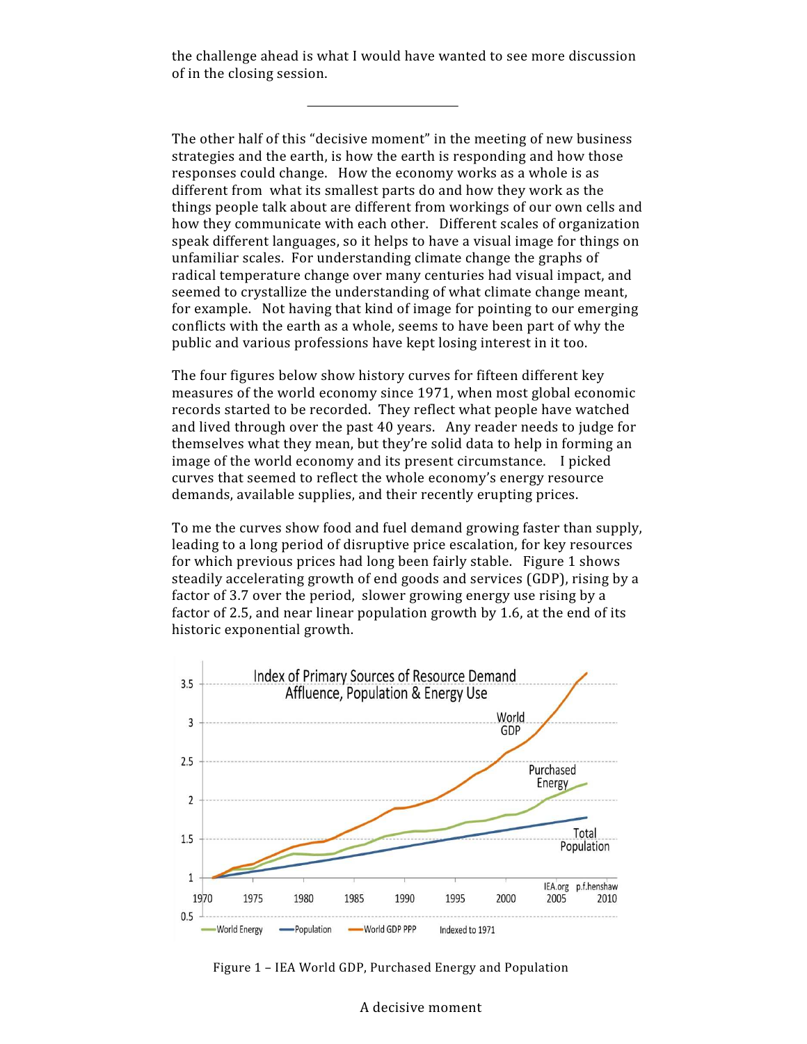the challenge ahead is what I would have wanted to see more discussion of in the closing session.

---

The other half of this "decisive moment" in the meeting of new business strategies and the earth, is how the earth is responding and how those responses could change. How the economy works as a whole is as different from what its smallest parts do and how they work as the things people talk about are different from workings of our own cells and how they communicate with each other. Different scales of organization speak different languages, so it helps to have a visual image for things on unfamiliar scales. For understanding climate change the graphs of radical temperature change over many centuries had visual impact, and seemed to crystallize the understanding of what climate change meant, for example. Not having that kind of image for pointing to our emerging conflicts with the earth as a whole, seems to have been part of why the public and various professions have kept losing interest in it too.

The four figures below show history curves for fifteen different key measures of the world economy since 1971, when most global economic records started to be recorded. They reflect what people have watched and lived through over the past 40 years. Any reader needs to judge for themselves what they mean, but they're solid data to help in forming an image of the world economy and its present circumstance. I picked curves that seemed to reflect the whole economy's energy resource demands, available supplies, and their recently erupting prices.

To me the curves show food and fuel demand growing faster than supply, leading to a long period of disruptive price escalation, for key resources for which previous prices had long been fairly stable. Figure 1 shows steadily accelerating growth of end goods and services (GDP), rising by a factor of 3.7 over the period, slower growing energy use rising by a factor of 2.5, and near linear population growth by 1.6, at the end of its historic exponential growth.

Figure 1 – IEA World GDP, Purchased Energy and Population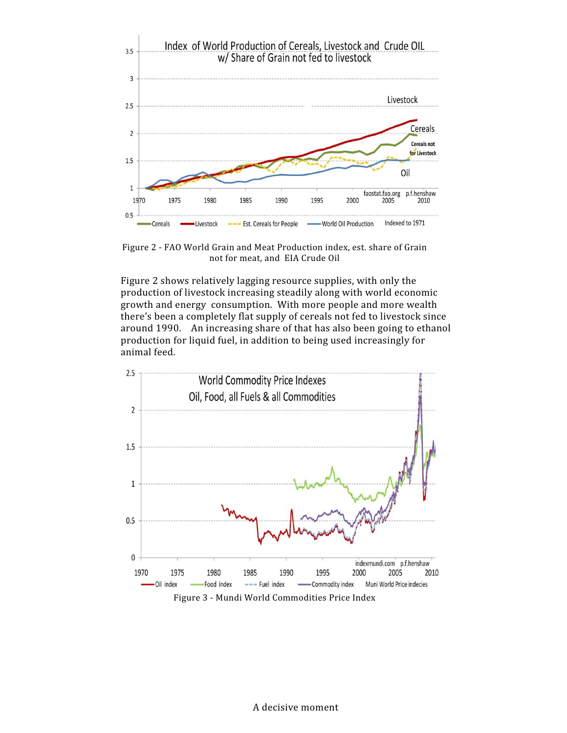Figure 2 - FAO World Grain and Meat Production index, est. share of Grain not for meat, and EIA Crude Oil

Figure 2 shows relatively lagging resource supplies, with only the production of livestock increasing steadily along with world economic growth and energy consumption. With more people and more wealth there's been a completely flat supply of cereals not fed to livestock since around 1990. An increasing share of that has also been going to ethanol production for liquid fuel, in addition to being used increasingly for animal feed.

Figure 3 - Mundi World Commodities Price Index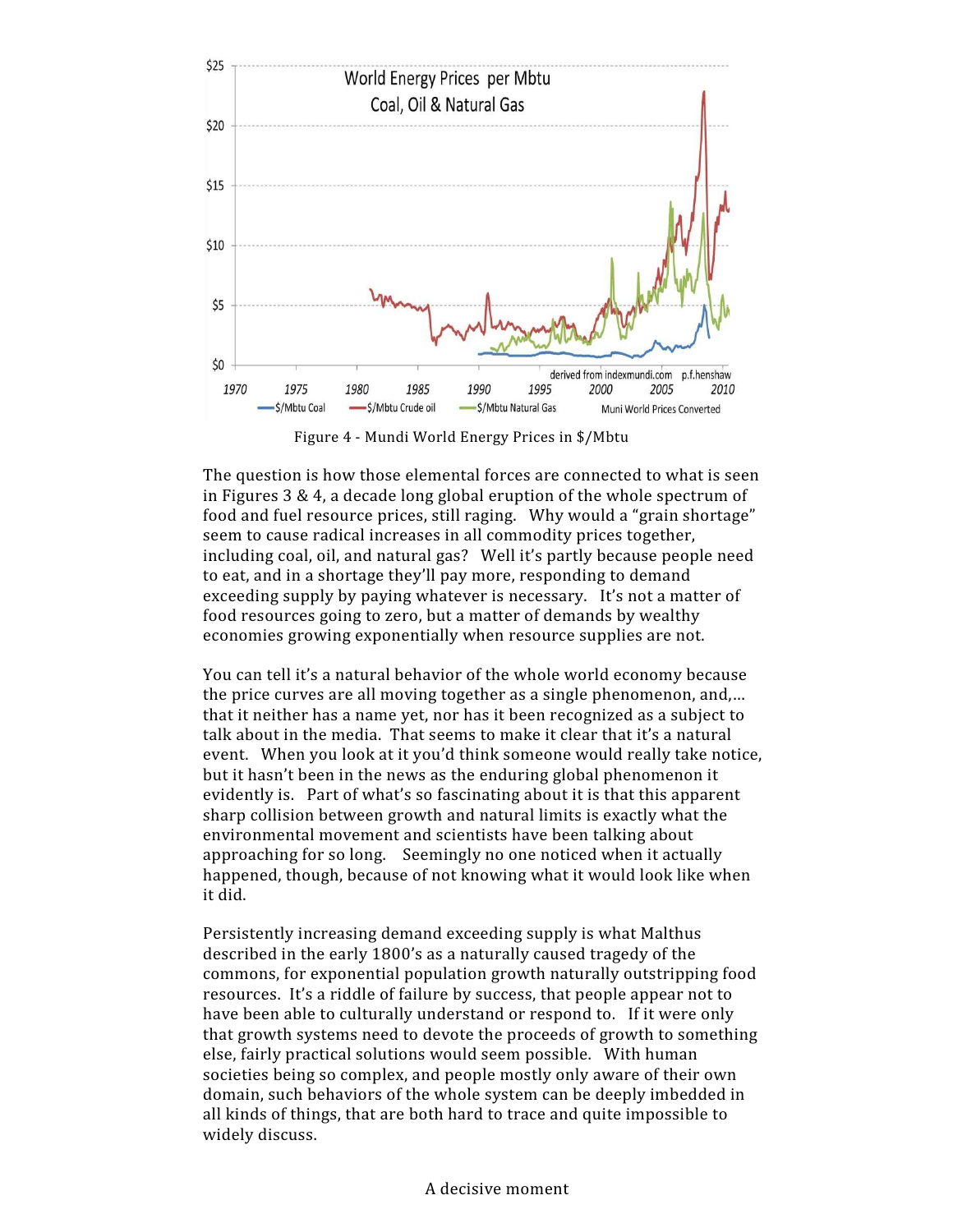Figure 4 - Mundi World Energy Prices in $/Mbtu

The question is how those elemental forces are connected to what is seen in Figures 3 & 4, a decade long global eruption of the whole spectrum of food and fuel resource prices, still raging. Why would a "grain shortage" seem to cause radical increases in all commodity prices together, including coal, oil, and natural gas? Well it's partly because people need to eat, and in a shortage they'll pay more, responding to demand exceeding supply by paying whatever is necessary. It's not a matter of food resources going to zero, but a matter of demands by wealthy economies growing exponentially when resource supplies are not.

You can tell it's a natural behavior of the whole world economy because the price curves are all moving together as a single phenomenon, and,... that it neither has a name yet, nor has it been recognized as a subject to talk about in the media. That seems to make it clear that it's a natural event. When you look at it you'd think someone would really take notice, but it hasn't been in the news as the enduring global phenomenon it evidently is. Part of what's so fascinating about it is that this apparent sharp collision between growth and natural limits is exactly what the environmental movement and scientists have been talking about approaching for so long. Seemingly no one noticed when it actually happened, though, because of not knowing what it would look like when it did.

Persistently increasing demand exceeding supply is what Malthus described in the early 1800's as a naturally caused tragedy of the commons, for exponential population growth naturally outstripping food resources. It's a riddle of failure by success, that people appear not to have been able to culturally understand or respond to. If it were only that growth systems need to devote the proceeds of growth to something else, fairly practical solutions would seem possible. With human societies being so complex, and people mostly only aware of their own domain, such behaviors of the whole system can be deeply imbedded in all kinds of things, that are both hard to trace and quite impossible to widely discuss.

A decisive moment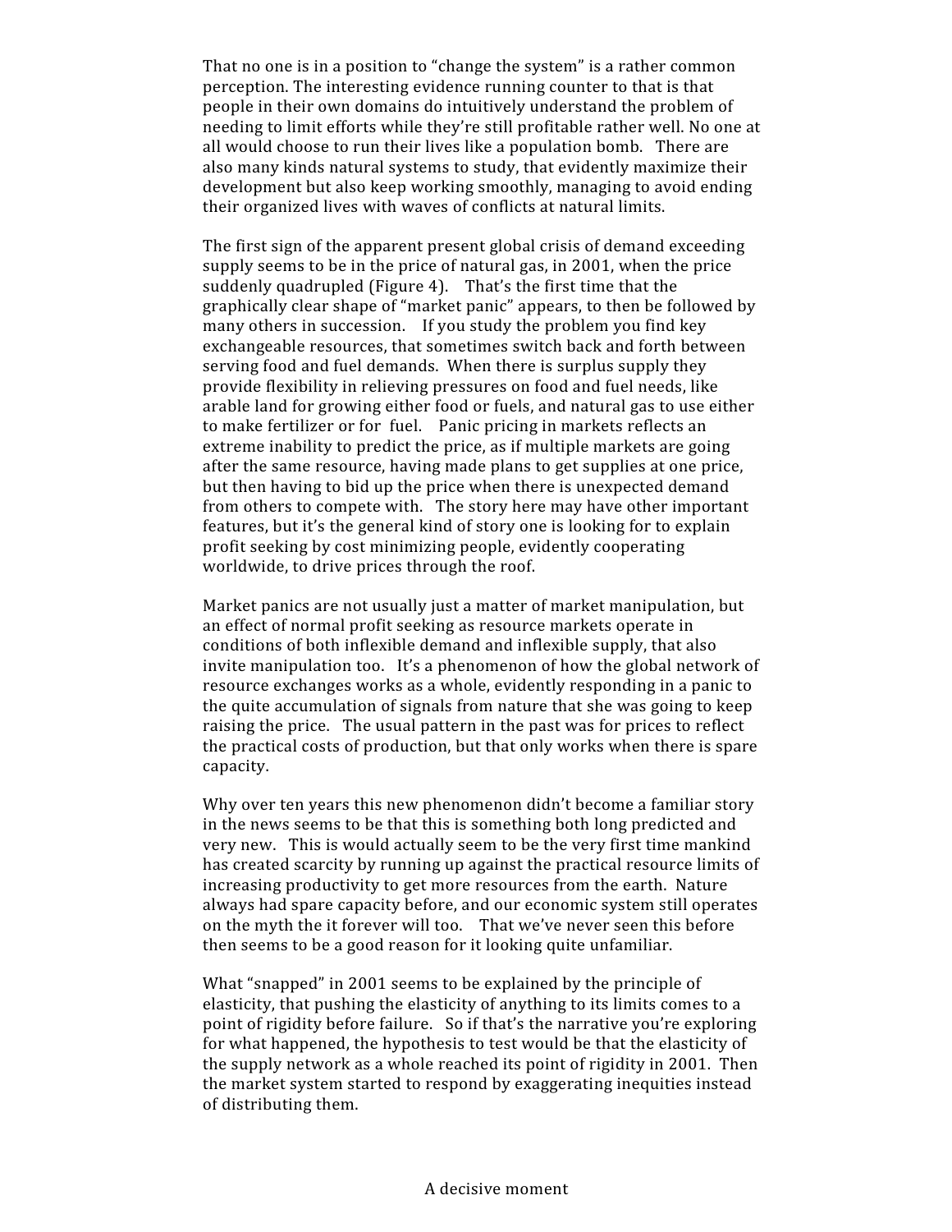That no one is in a position to "change the system" is a rather common perception. The interesting evidence running counter to that is that people in their own domains do intuitively understand the problem of needing to limit efforts while they're still profitable rather well. No one at all would choose to run their lives like a population bomb. There are also many kinds natural systems to study, that evidently maximize their development but also keep working smoothly, managing to avoid ending their organized lives with waves of conflicts at natural limits.

The first sign of the apparent present global crisis of demand exceeding supply seems to be in the price of natural gas, in 2001, when the price suddenly quadrupled (Figure 4). That's the first time that the graphically clear shape of "market panic" appears, to then be followed by many others in succession. If you study the problem you find key exchangeable resources, that sometimes switch back and forth between serving food and fuel demands. When there is surplus supply they provide flexibility in relieving pressures on food and fuel needs, like arable land for growing either food or fuels, and natural gas to use either to make fertilizer or for fuel. Panic pricing in markets reflects an extreme inability to predict the price, as if multiple markets are going after the same resource, having made plans to get supplies at one price, but then having to bid up the price when there is unexpected demand from others to compete with. The story here may have other important features, but it's the general kind of story one is looking for to explain profit seeking by cost minimizing people, evidently cooperating worldwide, to drive prices through the roof.

Market panics are not usually just a matter of market manipulation, but an effect of normal profit seeking as resource markets operate in conditions of both inflexible demand and inflexible supply, that also invite manipulation too. It's a phenomenon of how the global network of resource exchanges works as a whole, evidently responding in a panic to the quite accumulation of signals from nature that she was going to keep raising the price. The usual pattern in the past was for prices to reflect the practical costs of production, but that only works when there is spare capacity.

Why over ten years this new phenomenon didn't become a familiar story in the news seems to be that this is something both long predicted and very new. This is would actually seem to be the very first time mankind has created scarcity by running up against the practical resource limits of increasing productivity to get more resources from the earth. Nature always had spare capacity before, and our economic system still operates on the myth the it forever will too. That we've never seen this before then seems to be a good reason for it looking quite unfamiliar.

What "snapped" in 2001 seems to be explained by the principle of elasticity, that pushing the elasticity of anything to its limits comes to a point of rigidity before failure. So if that's the narrative you're exploring for what happened, the hypothesis to test would be that the elasticity of the supply network as a whole reached its point of rigidity in 2001. Then the market system started to respond by exaggerating inequities instead of distributing them.

## A decisive moment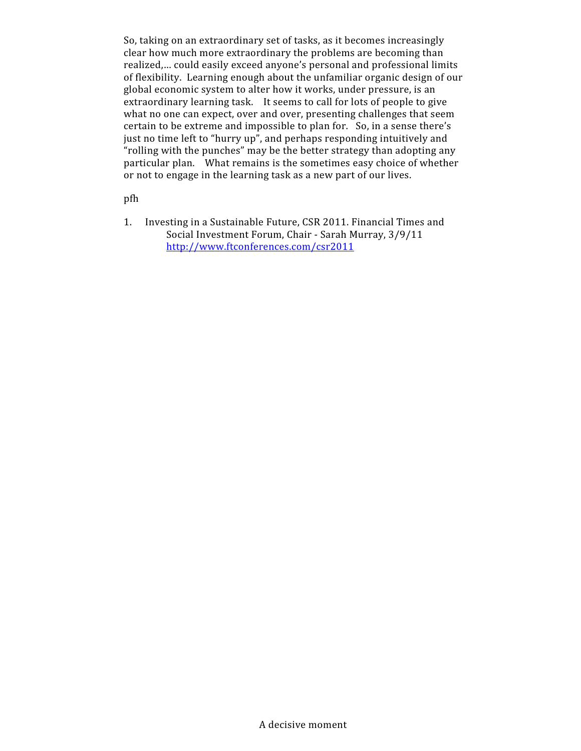So, taking on an extraordinary set of tasks, as it becomes increasingly clear how much more extraordinary the problems are becoming than realized,… could easily exceed anyone's personal and professional limits of flexibility. Learning enough about the unfamiliar organic design of our global economic system to alter how it works, under pressure, is an extraordinary learning task. It seems to call for lots of people to give what no one can expect, over and over, presenting challenges that seem certain to be extreme and impossible to plan for. So, in a sense there's just no time left to "hurry up", and perhaps responding intuitively and "rolling with the punches" may be the better strategy than adopting any particular plan. What remains is the sometimes easy choice of whether or not to engage in the learning task as a new part of our lives.

pfh

1. Investing in a Sustainable Future, CSR 2011. Financial Times and Social Investment Forum, Chair - Sarah Murray, 3/9/11 http://www.ftconferences.com/csr2011